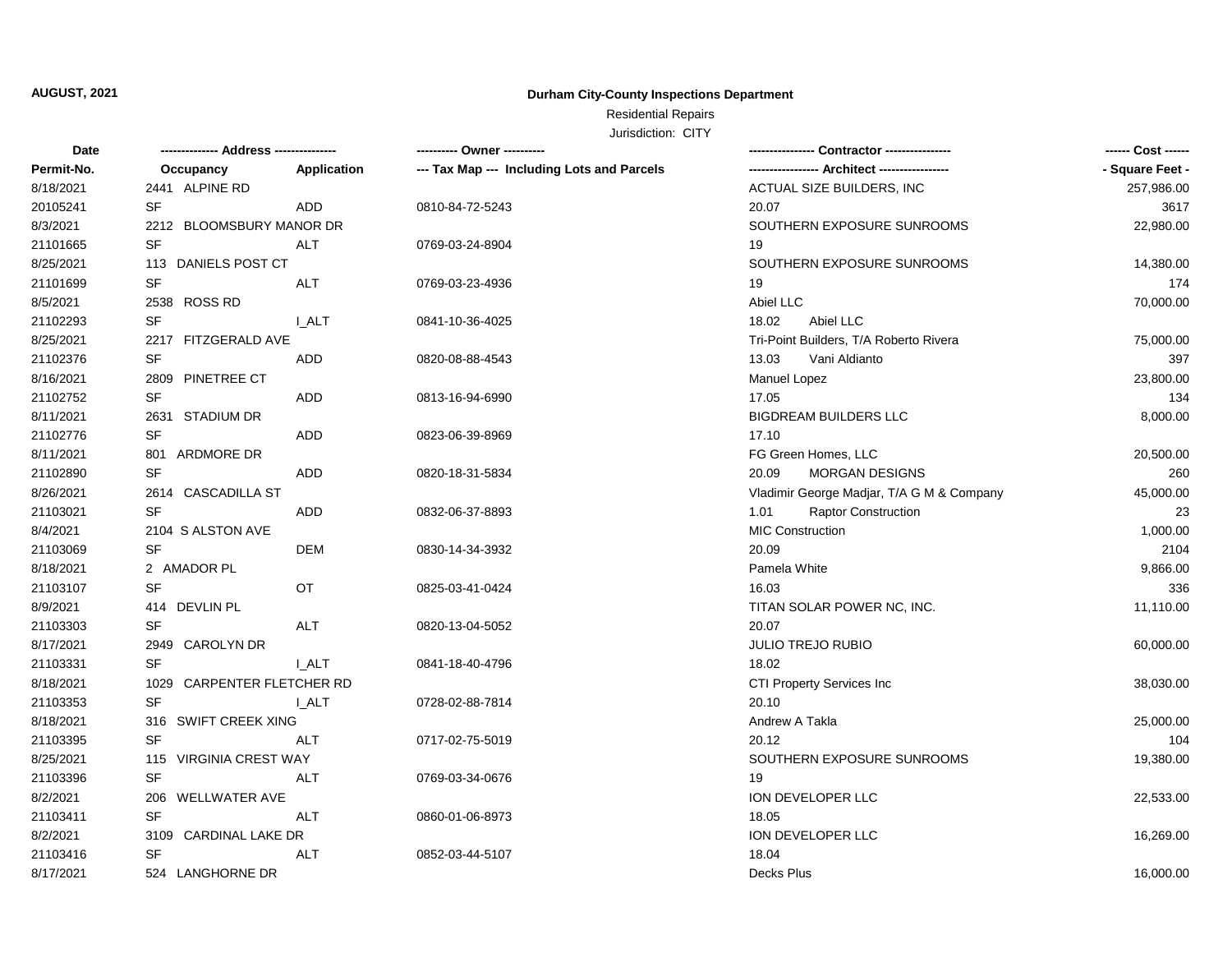**AUGUST, 2021**

# Durham City-County Inspections Department

## Residential Repairs

Jurisdiction: CITY

| Date / Permit-No. | Address / Occupancy | Application | Owner / Tax Map --- Including Lots and Parcels | Contractor / Architect | Cost / Square Feet |
|---|---|---|---|---|---|
| 8/18/2021 | 2441 ALPINE RD | | | ACTUAL SIZE BUILDERS, INC | 257,986.00 |
| 20105241 | SF | ADD | 0810-84-72-5243 | 20.07 | 3617 |
| 8/3/2021 | 2212 BLOOMSBURY MANOR DR | | | SOUTHERN EXPOSURE SUNROOMS | 22,980.00 |
| 21101665 | SF | ALT | 0769-03-24-8904 | 19 | |
| 8/25/2021 | 113 DANIELS POST CT | | | SOUTHERN EXPOSURE SUNROOMS | 14,380.00 |
| 21101699 | SF | ALT | 0769-03-23-4936 | 19 | 174 |
| 8/5/2021 | 2538 ROSS RD | | | Abiel LLC | 70,000.00 |
| 21102293 | SF | I_ALT | 0841-10-36-4025 | 18.02 Abiel LLC | |
| 8/25/2021 | 2217 FITZGERALD AVE | | | Tri-Point Builders, T/A Roberto Rivera | 75,000.00 |
| 21102376 | SF | ADD | 0820-08-88-4543 | 13.03 Vani Aldianto | 397 |
| 8/16/2021 | 2809 PINETREE CT | | | Manuel Lopez | 23,800.00 |
| 21102752 | SF | ADD | 0813-16-94-6990 | 17.05 | 134 |
| 8/11/2021 | 2631 STADIUM DR | | | BIGDREAM BUILDERS LLC | 8,000.00 |
| 21102776 | SF | ADD | 0823-06-39-8969 | 17.10 | |
| 8/11/2021 | 801 ARDMORE DR | | | FG Green Homes, LLC | 20,500.00 |
| 21102890 | SF | ADD | 0820-18-31-5834 | 20.09 MORGAN DESIGNS | 260 |
| 8/26/2021 | 2614 CASCADILLA ST | | | Vladimir George Madjar, T/A G M & Company | 45,000.00 |
| 21103021 | SF | ADD | 0832-06-37-8893 | 1.01 Raptor Construction | 23 |
| 8/4/2021 | 2104 S ALSTON AVE | | | MIC Construction | 1,000.00 |
| 21103069 | SF | DEM | 0830-14-34-3932 | 20.09 | 2104 |
| 8/18/2021 | 2 AMADOR PL | | | Pamela White | 9,866.00 |
| 21103107 | SF | OT | 0825-03-41-0424 | 16.03 | 336 |
| 8/9/2021 | 414 DEVLIN PL | | | TITAN SOLAR POWER NC, INC. | 11,110.00 |
| 21103303 | SF | ALT | 0820-13-04-5052 | 20.07 | |
| 8/17/2021 | 2949 CAROLYN DR | | | JULIO TREJO RUBIO | 60,000.00 |
| 21103331 | SF | I_ALT | 0841-18-40-4796 | 18.02 | |
| 8/18/2021 | 1029 CARPENTER FLETCHER RD | | | CTI Property Services Inc | 38,030.00 |
| 21103353 | SF | I_ALT | 0728-02-88-7814 | 20.10 | |
| 8/18/2021 | 316 SWIFT CREEK XING | | | Andrew A Takla | 25,000.00 |
| 21103395 | SF | ALT | 0717-02-75-5019 | 20.12 | 104 |
| 8/25/2021 | 115 VIRGINIA CREST WAY | | | SOUTHERN EXPOSURE SUNROOMS | 19,380.00 |
| 21103396 | SF | ALT | 0769-03-34-0676 | 19 | |
| 8/2/2021 | 206 WELLWATER AVE | | | ION DEVELOPER LLC | 22,533.00 |
| 21103411 | SF | ALT | 0860-01-06-8973 | 18.05 | |
| 8/2/2021 | 3109 CARDINAL LAKE DR | | | ION DEVELOPER LLC | 16,269.00 |
| 21103416 | SF | ALT | 0852-03-44-5107 | 18.04 | |
| 8/17/2021 | 524 LANGHORNE DR | | | Decks Plus | 16,000.00 |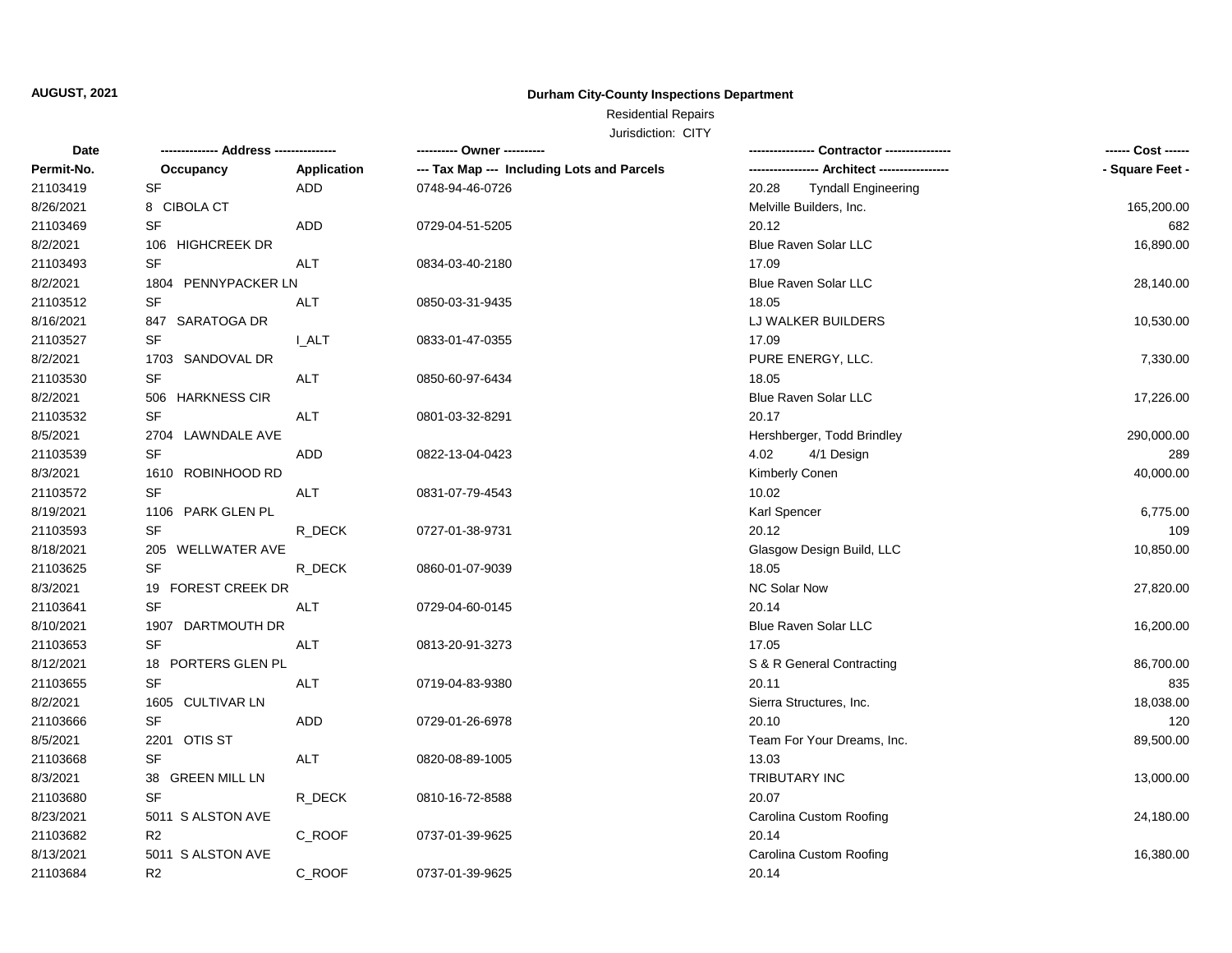**AUGUST, 2021**

**Durham City-County Inspections Department**

Residential Repairs

Jurisdiction: CITY

| Date | ------------- Address -------------- | | ---------- Owner ---------- | --------------- Contractor --------------- | ------ Cost ------ |
|---|---|---|---|---|---|
| **Permit-No.** | **Occupancy** | **Application** | **--- Tax Map --- Including Lots and Parcels** | **---------------- Architect ----------------** | **- Square Feet -** |
| 21103419 | SF | ADD | 0748-94-46-0726 | 20.28 Tyndall Engineering | |
| 8/26/2021 | 8 CIBOLA CT | | | Melville Builders, Inc. | 165,200.00 |
| 21103469 | SF | ADD | 0729-04-51-5205 | 20.12 | 682 |
| 8/2/2021 | 106 HIGHCREEK DR | | | Blue Raven Solar LLC | 16,890.00 |
| 21103493 | SF | ALT | 0834-03-40-2180 | 17.09 | |
| 8/2/2021 | 1804 PENNYPACKER LN | | | Blue Raven Solar LLC | 28,140.00 |
| 21103512 | SF | ALT | 0850-03-31-9435 | 18.05 | |
| 8/16/2021 | 847 SARATOGA DR | | | LJ WALKER BUILDERS | 10,530.00 |
| 21103527 | SF | I_ALT | 0833-01-47-0355 | 17.09 | |
| 8/2/2021 | 1703 SANDOVAL DR | | | PURE ENERGY, LLC. | 7,330.00 |
| 21103530 | SF | ALT | 0850-60-97-6434 | 18.05 | |
| 8/2/2021 | 506 HARKNESS CIR | | | Blue Raven Solar LLC | 17,226.00 |
| 21103532 | SF | ALT | 0801-03-32-8291 | 20.17 | |
| 8/5/2021 | 2704 LAWNDALE AVE | | | Hershberger, Todd Brindley | 290,000.00 |
| 21103539 | SF | ADD | 0822-13-04-0423 | 4.02 4/1 Design | 289 |
| 8/3/2021 | 1610 ROBINHOOD RD | | | Kimberly Conen | 40,000.00 |
| 21103572 | SF | ALT | 0831-07-79-4543 | 10.02 | |
| 8/19/2021 | 1106 PARK GLEN PL | | | Karl Spencer | 6,775.00 |
| 21103593 | SF | R_DECK | 0727-01-38-9731 | 20.12 | 109 |
| 8/18/2021 | 205 WELLWATER AVE | | | Glasgow Design Build, LLC | 10,850.00 |
| 21103625 | SF | R_DECK | 0860-01-07-9039 | 18.05 | |
| 8/3/2021 | 19 FOREST CREEK DR | | | NC Solar Now | 27,820.00 |
| 21103641 | SF | ALT | 0729-04-60-0145 | 20.14 | |
| 8/10/2021 | 1907 DARTMOUTH DR | | | Blue Raven Solar LLC | 16,200.00 |
| 21103653 | SF | ALT | 0813-20-91-3273 | 17.05 | |
| 8/12/2021 | 18 PORTERS GLEN PL | | | S & R General Contracting | 86,700.00 |
| 21103655 | SF | ALT | 0719-04-83-9380 | 20.11 | 835 |
| 8/2/2021 | 1605 CULTIVAR LN | | | Sierra Structures, Inc. | 18,038.00 |
| 21103666 | SF | ADD | 0729-01-26-6978 | 20.10 | 120 |
| 8/5/2021 | 2201 OTIS ST | | | Team For Your Dreams, Inc. | 89,500.00 |
| 21103668 | SF | ALT | 0820-08-89-1005 | 13.03 | |
| 8/3/2021 | 38 GREEN MILL LN | | | TRIBUTARY INC | 13,000.00 |
| 21103680 | SF | R_DECK | 0810-16-72-8588 | 20.07 | |
| 8/23/2021 | 5011 S ALSTON AVE | | | Carolina Custom Roofing | 24,180.00 |
| 21103682 | R2 | C_ROOF | 0737-01-39-9625 | 20.14 | |
| 8/13/2021 | 5011 S ALSTON AVE | | | Carolina Custom Roofing | 16,380.00 |
| 21103684 | R2 | C_ROOF | 0737-01-39-9625 | 20.14 | |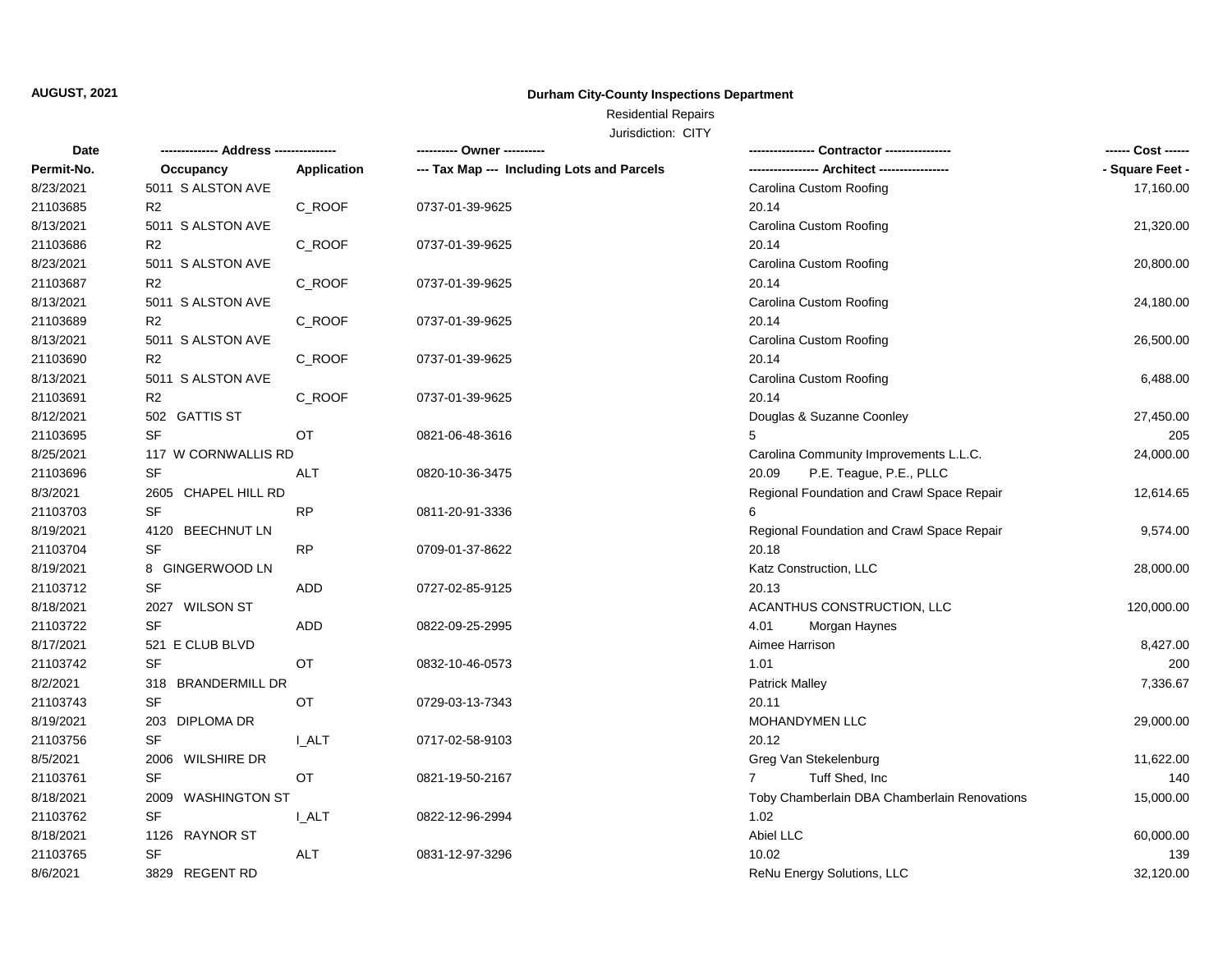**AUGUST, 2021**

**Durham City-County Inspections Department**

Residential Repairs

Jurisdiction: CITY

| Date | ------------- Address -------------- | | ---------- Owner ---------- | --------------- Contractor --------------- | ------ Cost ------ |
|---|---|---|---|---|---|
| **Permit-No.** | **Occupancy** | **Application** | **--- Tax Map --- Including Lots and Parcels** | **---------------- Architect ----------------** | **- Square Feet -** |
| 8/23/2021 | 5011 S ALSTON AVE | | | Carolina Custom Roofing | 17,160.00 |
| 21103685 | R2 | C_ROOF | 0737-01-39-9625 | 20.14 | |
| 8/13/2021 | 5011 S ALSTON AVE | | | Carolina Custom Roofing | 21,320.00 |
| 21103686 | R2 | C_ROOF | 0737-01-39-9625 | 20.14 | |
| 8/23/2021 | 5011 S ALSTON AVE | | | Carolina Custom Roofing | 20,800.00 |
| 21103687 | R2 | C_ROOF | 0737-01-39-9625 | 20.14 | |
| 8/13/2021 | 5011 S ALSTON AVE | | | Carolina Custom Roofing | 24,180.00 |
| 21103689 | R2 | C_ROOF | 0737-01-39-9625 | 20.14 | |
| 8/13/2021 | 5011 S ALSTON AVE | | | Carolina Custom Roofing | 26,500.00 |
| 21103690 | R2 | C_ROOF | 0737-01-39-9625 | 20.14 | |
| 8/13/2021 | 5011 S ALSTON AVE | | | Carolina Custom Roofing | 6,488.00 |
| 21103691 | R2 | C_ROOF | 0737-01-39-9625 | 20.14 | |
| 8/12/2021 | 502 GATTIS ST | | | Douglas & Suzanne Coonley | 27,450.00 |
| 21103695 | SF | OT | 0821-06-48-3616 | 5 | 205 |
| 8/25/2021 | 117 W CORNWALLIS RD | | | Carolina Community Improvements L.L.C. | 24,000.00 |
| 21103696 | SF | ALT | 0820-10-36-3475 | 20.09 P.E. Teague, P.E., PLLC | |
| 8/3/2021 | 2605 CHAPEL HILL RD | | | Regional Foundation and Crawl Space Repair | 12,614.65 |
| 21103703 | SF | RP | 0811-20-91-3336 | 6 | |
| 8/19/2021 | 4120 BEECHNUT LN | | | Regional Foundation and Crawl Space Repair | 9,574.00 |
| 21103704 | SF | RP | 0709-01-37-8622 | 20.18 | |
| 8/19/2021 | 8 GINGERWOOD LN | | | Katz Construction, LLC | 28,000.00 |
| 21103712 | SF | ADD | 0727-02-85-9125 | 20.13 | |
| 8/18/2021 | 2027 WILSON ST | | | ACANTHUS CONSTRUCTION, LLC | 120,000.00 |
| 21103722 | SF | ADD | 0822-09-25-2995 | 4.01 Morgan Haynes | |
| 8/17/2021 | 521 E CLUB BLVD | | | Aimee Harrison | 8,427.00 |
| 21103742 | SF | OT | 0832-10-46-0573 | 1.01 | 200 |
| 8/2/2021 | 318 BRANDERMILL DR | | | Patrick Malley | 7,336.67 |
| 21103743 | SF | OT | 0729-03-13-7343 | 20.11 | |
| 8/19/2021 | 203 DIPLOMA DR | | | MOHANDYMEN LLC | 29,000.00 |
| 21103756 | SF | I_ALT | 0717-02-58-9103 | 20.12 | |
| 8/5/2021 | 2006 WILSHIRE DR | | | Greg Van Stekelenburg | 11,622.00 |
| 21103761 | SF | OT | 0821-19-50-2167 | 7 Tuff Shed, Inc | 140 |
| 8/18/2021 | 2009 WASHINGTON ST | | | Toby Chamberlain DBA Chamberlain Renovations | 15,000.00 |
| 21103762 | SF | I_ALT | 0822-12-96-2994 | 1.02 | |
| 8/18/2021 | 1126 RAYNOR ST | | | Abiel LLC | 60,000.00 |
| 21103765 | SF | ALT | 0831-12-97-3296 | 10.02 | 139 |
| 8/6/2021 | 3829 REGENT RD | | | ReNu Energy Solutions, LLC | 32,120.00 |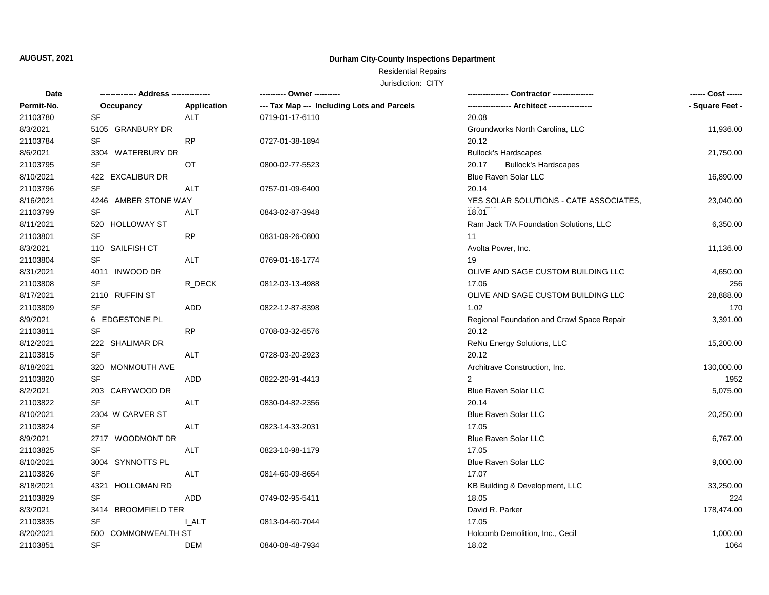**AUGUST, 2021**

**Durham City-County Inspections Department**

Residential Repairs

Jurisdiction: CITY

| Date | -------------- Address -------------- | | ---------- Owner ---------- | ---------------- Contractor ---------------- | ------ Cost ------ |
|---|---|---|---|---|---|
| Permit-No. | Occupancy | Application | --- Tax Map --- Including Lots and Parcels | ----------------- Architect ----------------- | - Square Feet - |
| 21103780 | SF | ALT | 0719-01-17-6110 | 20.08 | |
| 8/3/2021 | 5105 GRANBURY DR | | | Groundworks North Carolina, LLC | 11,936.00 |
| 21103784 | SF | RP | 0727-01-38-1894 | 20.12 | |
| 8/6/2021 | 3304 WATERBURY DR | | | Bullock's Hardscapes | 21,750.00 |
| 21103795 | SF | OT | 0800-02-77-5523 | 20.17 Bullock's Hardscapes | |
| 8/10/2021 | 422 EXCALIBUR DR | | | Blue Raven Solar LLC | 16,890.00 |
| 21103796 | SF | ALT | 0757-01-09-6400 | 20.14 | |
| 8/16/2021 | 4246 AMBER STONE WAY | | | YES SOLAR SOLUTIONS - CATE ASSOCIATES, | 23,040.00 |
| 21103799 | SF | ALT | 0843-02-87-3948 | 18.01 | |
| 8/11/2021 | 520 HOLLOWAY ST | | | Ram Jack T/A Foundation Solutions, LLC | 6,350.00 |
| 21103801 | SF | RP | 0831-09-26-0800 | 11 | |
| 8/3/2021 | 110 SAILFISH CT | | | Avolta Power, Inc. | 11,136.00 |
| 21103804 | SF | ALT | 0769-01-16-1774 | 19 | |
| 8/31/2021 | 4011 INWOOD DR | | | OLIVE AND SAGE CUSTOM BUILDING LLC | 4,650.00 |
| 21103808 | SF | R_DECK | 0812-03-13-4988 | 17.06 | 256 |
| 8/17/2021 | 2110 RUFFIN ST | | | OLIVE AND SAGE CUSTOM BUILDING LLC | 28,888.00 |
| 21103809 | SF | ADD | 0822-12-87-8398 | 1.02 | 170 |
| 8/9/2021 | 6 EDGESTONE PL | | | Regional Foundation and Crawl Space Repair | 3,391.00 |
| 21103811 | SF | RP | 0708-03-32-6576 | 20.12 | |
| 8/12/2021 | 222 SHALIMAR DR | | | ReNu Energy Solutions, LLC | 15,200.00 |
| 21103815 | SF | ALT | 0728-03-20-2923 | 20.12 | |
| 8/18/2021 | 320 MONMOUTH AVE | | | Architrave Construction, Inc. | 130,000.00 |
| 21103820 | SF | ADD | 0822-20-91-4413 | 2 | 1952 |
| 8/2/2021 | 203 CARYWOOD DR | | | Blue Raven Solar LLC | 5,075.00 |
| 21103822 | SF | ALT | 0830-04-82-2356 | 20.14 | |
| 8/10/2021 | 2304 W CARVER ST | | | Blue Raven Solar LLC | 20,250.00 |
| 21103824 | SF | ALT | 0823-14-33-2031 | 17.05 | |
| 8/9/2021 | 2717 WOODMONT DR | | | Blue Raven Solar LLC | 6,767.00 |
| 21103825 | SF | ALT | 0823-10-98-1179 | 17.05 | |
| 8/10/2021 | 3004 SYNNOTTS PL | | | Blue Raven Solar LLC | 9,000.00 |
| 21103826 | SF | ALT | 0814-60-09-8654 | 17.07 | |
| 8/18/2021 | 4321 HOLLOMAN RD | | | KB Building & Development, LLC | 33,250.00 |
| 21103829 | SF | ADD | 0749-02-95-5411 | 18.05 | 224 |
| 8/3/2021 | 3414 BROOMFIELD TER | | | David R. Parker | 178,474.00 |
| 21103835 | SF | I_ALT | 0813-04-60-7044 | 17.05 | |
| 8/20/2021 | 500 COMMONWEALTH ST | | | Holcomb Demolition, Inc., Cecil | 1,000.00 |
| 21103851 | SF | DEM | 0840-08-48-7934 | 18.02 | 1064 |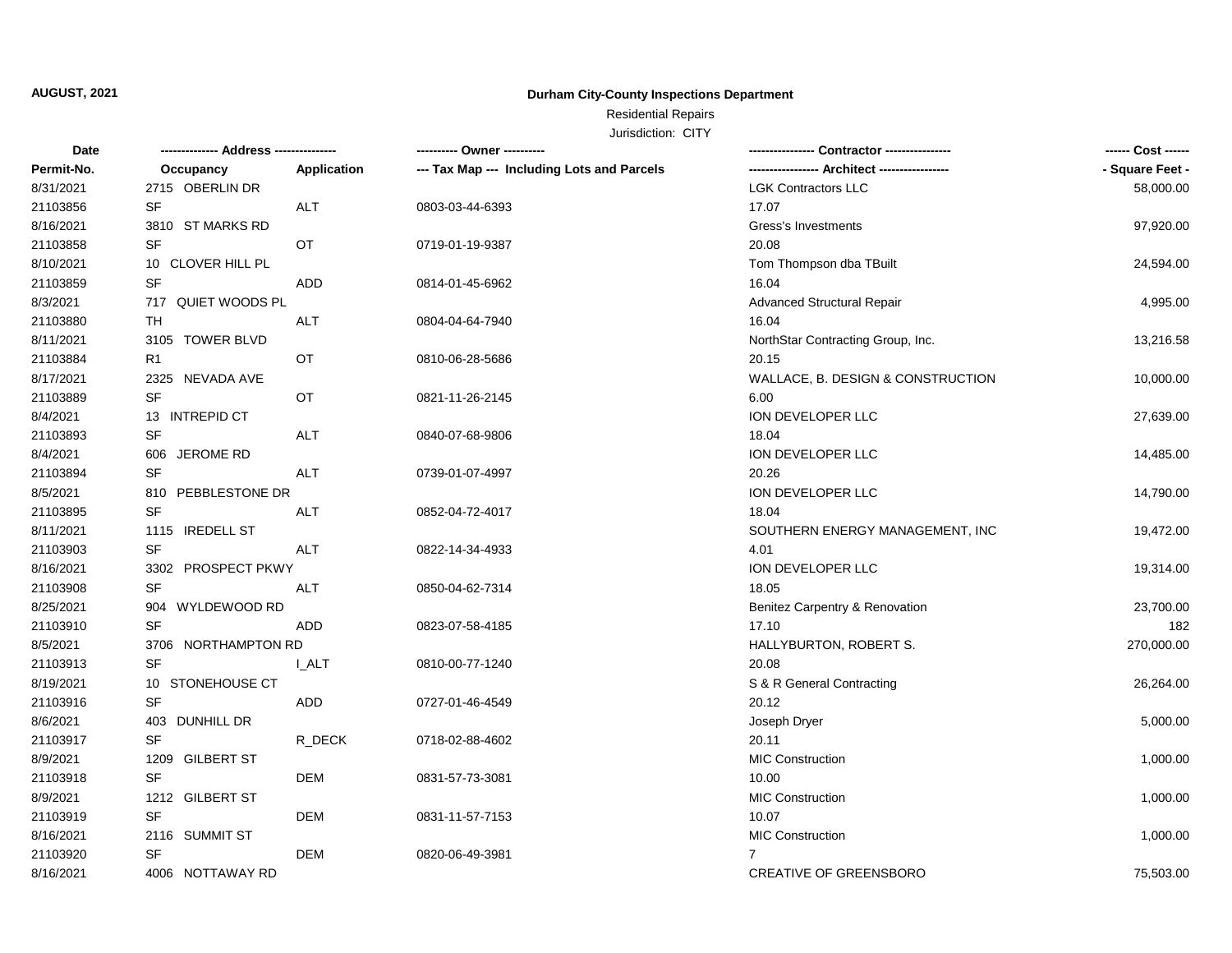**AUGUST, 2021**

**Durham City-County Inspections Department**

Residential Repairs

Jurisdiction: CITY

| Date | ------------- Address -------------- | | ---------- Owner ---------- | ---------------- Contractor ---------------- | ------ Cost ------ |
|---|---|---|---|---|---|
| **Permit-No.** | **Occupancy** | **Application** | **--- Tax Map --- Including Lots and Parcels** | **----------------- Architect -----------------** | **- Square Feet -** |
| 8/31/2021 | 2715 OBERLIN DR | | | LGK Contractors LLC | 58,000.00 |
| 21103856 | SF | ALT | 0803-03-44-6393 | 17.07 | |
| 8/16/2021 | 3810 ST MARKS RD | | | Gress's Investments | 97,920.00 |
| 21103858 | SF | OT | 0719-01-19-9387 | 20.08 | |
| 8/10/2021 | 10 CLOVER HILL PL | | | Tom Thompson dba TBuilt | 24,594.00 |
| 21103859 | SF | ADD | 0814-01-45-6962 | 16.04 | |
| 8/3/2021 | 717 QUIET WOODS PL | | | Advanced Structural Repair | 4,995.00 |
| 21103880 | TH | ALT | 0804-04-64-7940 | 16.04 | |
| 8/11/2021 | 3105 TOWER BLVD | | | NorthStar Contracting Group, Inc. | 13,216.58 |
| 21103884 | R1 | OT | 0810-06-28-5686 | 20.15 | |
| 8/17/2021 | 2325 NEVADA AVE | | | WALLACE, B. DESIGN & CONSTRUCTION | 10,000.00 |
| 21103889 | SF | OT | 0821-11-26-2145 | 6.00 | |
| 8/4/2021 | 13 INTREPID CT | | | ION DEVELOPER LLC | 27,639.00 |
| 21103893 | SF | ALT | 0840-07-68-9806 | 18.04 | |
| 8/4/2021 | 606 JEROME RD | | | ION DEVELOPER LLC | 14,485.00 |
| 21103894 | SF | ALT | 0739-01-07-4997 | 20.26 | |
| 8/5/2021 | 810 PEBBLESTONE DR | | | ION DEVELOPER LLC | 14,790.00 |
| 21103895 | SF | ALT | 0852-04-72-4017 | 18.04 | |
| 8/11/2021 | 1115 IREDELL ST | | | SOUTHERN ENERGY MANAGEMENT, INC | 19,472.00 |
| 21103903 | SF | ALT | 0822-14-34-4933 | 4.01 | |
| 8/16/2021 | 3302 PROSPECT PKWY | | | ION DEVELOPER LLC | 19,314.00 |
| 21103908 | SF | ALT | 0850-04-62-7314 | 18.05 | |
| 8/25/2021 | 904 WYLDEWOOD RD | | | Benitez Carpentry & Renovation | 23,700.00 |
| 21103910 | SF | ADD | 0823-07-58-4185 | 17.10 | 182 |
| 8/5/2021 | 3706 NORTHAMPTON RD | | | HALLYBURTON, ROBERT S. | 270,000.00 |
| 21103913 | SF | I_ALT | 0810-00-77-1240 | 20.08 | |
| 8/19/2021 | 10 STONEHOUSE CT | | | S & R General Contracting | 26,264.00 |
| 21103916 | SF | ADD | 0727-01-46-4549 | 20.12 | |
| 8/6/2021 | 403 DUNHILL DR | | | Joseph Dryer | 5,000.00 |
| 21103917 | SF | R_DECK | 0718-02-88-4602 | 20.11 | |
| 8/9/2021 | 1209 GILBERT ST | | | MIC Construction | 1,000.00 |
| 21103918 | SF | DEM | 0831-57-73-3081 | 10.00 | |
| 8/9/2021 | 1212 GILBERT ST | | | MIC Construction | 1,000.00 |
| 21103919 | SF | DEM | 0831-11-57-7153 | 10.07 | |
| 8/16/2021 | 2116 SUMMIT ST | | | MIC Construction | 1,000.00 |
| 21103920 | SF | DEM | 0820-06-49-3981 | 7 | |
| 8/16/2021 | 4006 NOTTAWAY RD | | | CREATIVE OF GREENSBORO | 75,503.00 |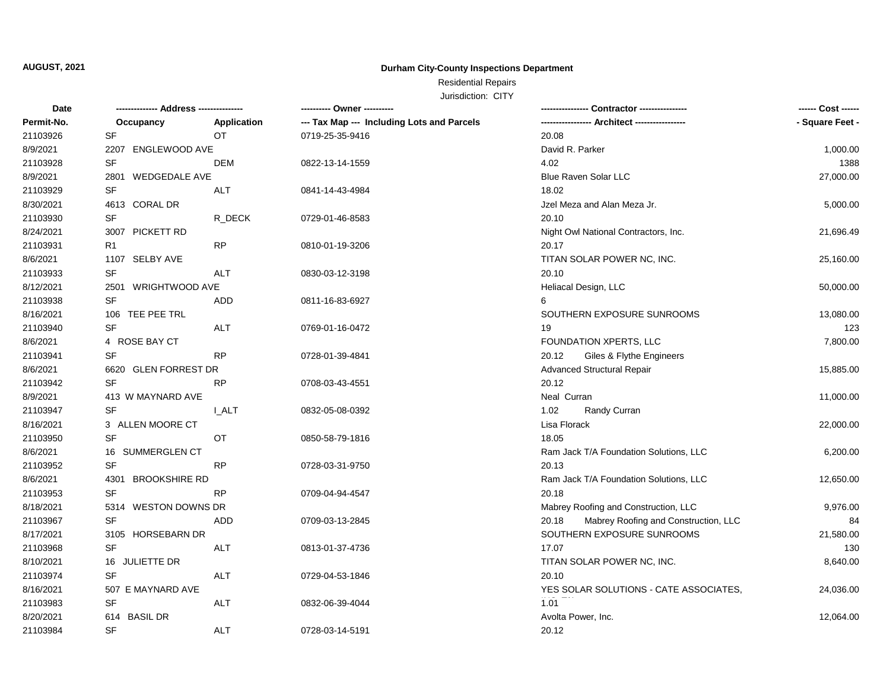**AUGUST, 2021**

**Durham City-County Inspections Department**

Residential Repairs

Jurisdiction: CITY

| Date<br>Permit-No. | ------------- Address --------------<br>Occupancy | <br>Application | ---------- Owner ----------<br>--- Tax Map --- Including Lots and Parcels | --------------- Contractor ---------------<br>---------------- Architect ---------------- | ------ Cost ------<br>- Square Feet - |
|---|---|---|---|---|---|
| 21103926 | SF | OT | 0719-25-35-9416 | 20.08 | |
| 8/9/2021 | 2207 ENGLEWOOD AVE | | | David R. Parker | 1,000.00 |
| 21103928 | SF | DEM | 0822-13-14-1559 | 4.02 | 1388 |
| 8/9/2021 | 2801 WEDGEDALE AVE | | | Blue Raven Solar LLC | 27,000.00 |
| 21103929 | SF | ALT | 0841-14-43-4984 | 18.02 | |
| 8/30/2021 | 4613 CORAL DR | | | Jzel Meza and Alan Meza Jr. | 5,000.00 |
| 21103930 | SF | R_DECK | 0729-01-46-8583 | 20.10 | |
| 8/24/2021 | 3007 PICKETT RD | | | Night Owl National Contractors, Inc. | 21,696.49 |
| 21103931 | R1 | RP | 0810-01-19-3206 | 20.17 | |
| 8/6/2021 | 1107 SELBY AVE | | | TITAN SOLAR POWER NC, INC. | 25,160.00 |
| 21103933 | SF | ALT | 0830-03-12-3198 | 20.10 | |
| 8/12/2021 | 2501 WRIGHTWOOD AVE | | | Heliacal Design, LLC | 50,000.00 |
| 21103938 | SF | ADD | 0811-16-83-6927 | 6 | |
| 8/16/2021 | 106 TEE PEE TRL | | | SOUTHERN EXPOSURE SUNROOMS | 13,080.00 |
| 21103940 | SF | ALT | 0769-01-16-0472 | 19 | 123 |
| 8/6/2021 | 4 ROSE BAY CT | | | FOUNDATION XPERTS, LLC | 7,800.00 |
| 21103941 | SF | RP | 0728-01-39-4841 | 20.12 Giles & Flythe Engineers | |
| 8/6/2021 | 6620 GLEN FORREST DR | | | Advanced Structural Repair | 15,885.00 |
| 21103942 | SF | RP | 0708-03-43-4551 | 20.12 | |
| 8/9/2021 | 413 W MAYNARD AVE | | | Neal Curran | 11,000.00 |
| 21103947 | SF | I_ALT | 0832-05-08-0392 | 1.02 Randy Curran | |
| 8/16/2021 | 3 ALLEN MOORE CT | | | Lisa Florack | 22,000.00 |
| 21103950 | SF | OT | 0850-58-79-1816 | 18.05 | |
| 8/6/2021 | 16 SUMMERGLEN CT | | | Ram Jack T/A Foundation Solutions, LLC | 6,200.00 |
| 21103952 | SF | RP | 0728-03-31-9750 | 20.13 | |
| 8/6/2021 | 4301 BROOKSHIRE RD | | | Ram Jack T/A Foundation Solutions, LLC | 12,650.00 |
| 21103953 | SF | RP | 0709-04-94-4547 | 20.18 | |
| 8/18/2021 | 5314 WESTON DOWNS DR | | | Mabrey Roofing and Construction, LLC | 9,976.00 |
| 21103967 | SF | ADD | 0709-03-13-2845 | 20.18 Mabrey Roofing and Construction, LLC | 84 |
| 8/17/2021 | 3105 HORSEBARN DR | | | SOUTHERN EXPOSURE SUNROOMS | 21,580.00 |
| 21103968 | SF | ALT | 0813-01-37-4736 | 17.07 | 130 |
| 8/10/2021 | 16 JULIETTE DR | | | TITAN SOLAR POWER NC, INC. | 8,640.00 |
| 21103974 | SF | ALT | 0729-04-53-1846 | 20.10 | |
| 8/16/2021 | 507 E MAYNARD AVE | | | YES SOLAR SOLUTIONS - CATE ASSOCIATES, | 24,036.00 |
| 21103983 | SF | ALT | 0832-06-39-4044 | 1.01 | |
| 8/20/2021 | 614 BASIL DR | | | Avolta Power, Inc. | 12,064.00 |
| 21103984 | SF | ALT | 0728-03-14-5191 | 20.12 | |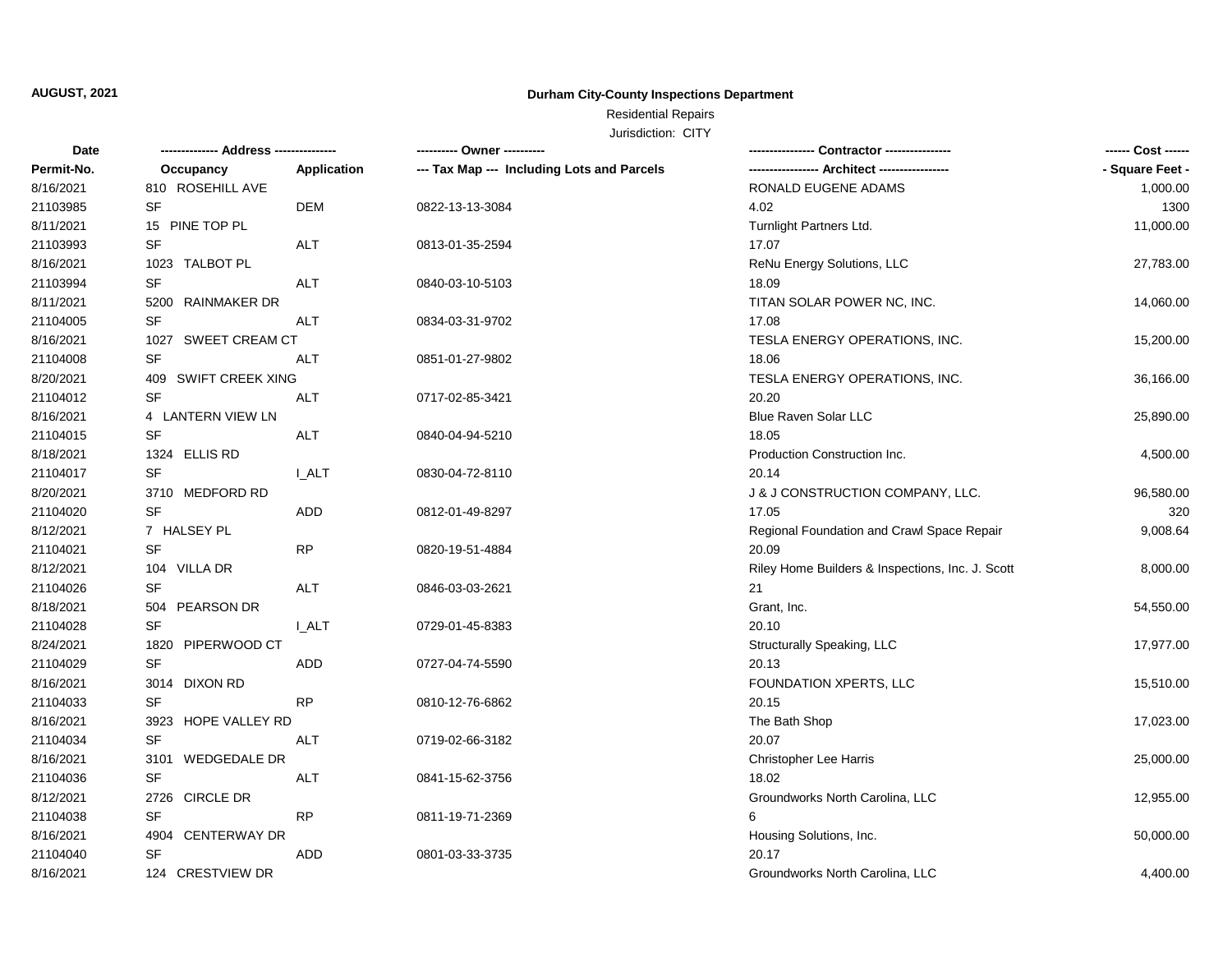**AUGUST, 2021**

**Durham City-County Inspections Department**

Residential Repairs

Jurisdiction: CITY

| Date | ------------- Address -------------- | | ---------- Owner ---------- | ---------------- Contractor ---------------- | ------ Cost ------ |
|---|---|---|---|---|---|
| Permit-No. | Occupancy | Application | --- Tax Map --- Including Lots and Parcels | ----------------- Architect ----------------- | - Square Feet - |
| 8/16/2021 | 810 ROSEHILL AVE | | | RONALD EUGENE ADAMS | 1,000.00 |
| 21103985 | SF | DEM | 0822-13-13-3084 | 4.02 | 1300 |
| 8/11/2021 | 15 PINE TOP PL | | | Turnlight Partners Ltd. | 11,000.00 |
| 21103993 | SF | ALT | 0813-01-35-2594 | 17.07 | |
| 8/16/2021 | 1023 TALBOT PL | | | ReNu Energy Solutions, LLC | 27,783.00 |
| 21103994 | SF | ALT | 0840-03-10-5103 | 18.09 | |
| 8/11/2021 | 5200 RAINMAKER DR | | | TITAN SOLAR POWER NC, INC. | 14,060.00 |
| 21104005 | SF | ALT | 0834-03-31-9702 | 17.08 | |
| 8/16/2021 | 1027 SWEET CREAM CT | | | TESLA ENERGY OPERATIONS, INC. | 15,200.00 |
| 21104008 | SF | ALT | 0851-01-27-9802 | 18.06 | |
| 8/20/2021 | 409 SWIFT CREEK XING | | | TESLA ENERGY OPERATIONS, INC. | 36,166.00 |
| 21104012 | SF | ALT | 0717-02-85-3421 | 20.20 | |
| 8/16/2021 | 4 LANTERN VIEW LN | | | Blue Raven Solar LLC | 25,890.00 |
| 21104015 | SF | ALT | 0840-04-94-5210 | 18.05 | |
| 8/18/2021 | 1324 ELLIS RD | | | Production Construction Inc. | 4,500.00 |
| 21104017 | SF | I_ALT | 0830-04-72-8110 | 20.14 | |
| 8/20/2021 | 3710 MEDFORD RD | | | J & J CONSTRUCTION COMPANY, LLC. | 96,580.00 |
| 21104020 | SF | ADD | 0812-01-49-8297 | 17.05 | 320 |
| 8/12/2021 | 7 HALSEY PL | | | Regional Foundation and Crawl Space Repair | 9,008.64 |
| 21104021 | SF | RP | 0820-19-51-4884 | 20.09 | |
| 8/12/2021 | 104 VILLA DR | | | Riley Home Builders & Inspections, Inc. J. Scott | 8,000.00 |
| 21104026 | SF | ALT | 0846-03-03-2621 | 21 | |
| 8/18/2021 | 504 PEARSON DR | | | Grant, Inc. | 54,550.00 |
| 21104028 | SF | I_ALT | 0729-01-45-8383 | 20.10 | |
| 8/24/2021 | 1820 PIPERWOOD CT | | | Structurally Speaking, LLC | 17,977.00 |
| 21104029 | SF | ADD | 0727-04-74-5590 | 20.13 | |
| 8/16/2021 | 3014 DIXON RD | | | FOUNDATION XPERTS, LLC | 15,510.00 |
| 21104033 | SF | RP | 0810-12-76-6862 | 20.15 | |
| 8/16/2021 | 3923 HOPE VALLEY RD | | | The Bath Shop | 17,023.00 |
| 21104034 | SF | ALT | 0719-02-66-3182 | 20.07 | |
| 8/16/2021 | 3101 WEDGEDALE DR | | | Christopher Lee Harris | 25,000.00 |
| 21104036 | SF | ALT | 0841-15-62-3756 | 18.02 | |
| 8/12/2021 | 2726 CIRCLE DR | | | Groundworks North Carolina, LLC | 12,955.00 |
| 21104038 | SF | RP | 0811-19-71-2369 | 6 | |
| 8/16/2021 | 4904 CENTERWAY DR | | | Housing Solutions, Inc. | 50,000.00 |
| 21104040 | SF | ADD | 0801-03-33-3735 | 20.17 | |
| 8/16/2021 | 124 CRESTVIEW DR | | | Groundworks North Carolina, LLC | 4,400.00 |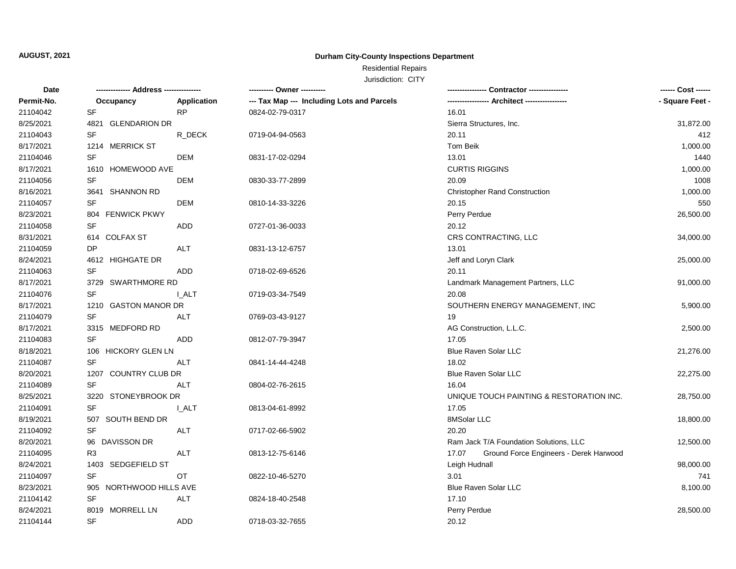**AUGUST, 2021**

# Durham City-County Inspections Department

Residential Repairs

Jurisdiction: CITY

| Date | ------------- Address -------------- | | ---------- Owner ---------- | ---------------- Contractor ---------------- | ------ Cost ------ |
|---|---|---|---|---|---|
| Permit-No. | Occupancy | Application | --- Tax Map --- Including Lots and Parcels | ----------------- Architect ----------------- | - Square Feet - |
| 21104042 | SF | RP | 0824-02-79-0317 | 16.01 | |
| 8/25/2021 | 4821 GLENDARION DR | | | Sierra Structures, Inc. | 31,872.00 |
| 21104043 | SF | R_DECK | 0719-04-94-0563 | 20.11 | 412 |
| 8/17/2021 | 1214 MERRICK ST | | | Tom Beik | 1,000.00 |
| 21104046 | SF | DEM | 0831-17-02-0294 | 13.01 | 1440 |
| 8/17/2021 | 1610 HOMEWOOD AVE | | | CURTIS RIGGINS | 1,000.00 |
| 21104056 | SF | DEM | 0830-33-77-2899 | 20.09 | 1008 |
| 8/16/2021 | 3641 SHANNON RD | | | Christopher Rand Construction | 1,000.00 |
| 21104057 | SF | DEM | 0810-14-33-3226 | 20.15 | 550 |
| 8/23/2021 | 804 FENWICK PKWY | | | Perry Perdue | 26,500.00 |
| 21104058 | SF | ADD | 0727-01-36-0033 | 20.12 | |
| 8/31/2021 | 614 COLFAX ST | | | CRS CONTRACTING, LLC | 34,000.00 |
| 21104059 | DP | ALT | 0831-13-12-6757 | 13.01 | |
| 8/24/2021 | 4612 HIGHGATE DR | | | Jeff and Loryn Clark | 25,000.00 |
| 21104063 | SF | ADD | 0718-02-69-6526 | 20.11 | |
| 8/17/2021 | 3729 SWARTHMORE RD | | | Landmark Management Partners, LLC | 91,000.00 |
| 21104076 | SF | I_ALT | 0719-03-34-7549 | 20.08 | |
| 8/17/2021 | 1210 GASTON MANOR DR | | | SOUTHERN ENERGY MANAGEMENT, INC | 5,900.00 |
| 21104079 | SF | ALT | 0769-03-43-9127 | 19 | |
| 8/17/2021 | 3315 MEDFORD RD | | | AG Construction, L.L.C. | 2,500.00 |
| 21104083 | SF | ADD | 0812-07-79-3947 | 17.05 | |
| 8/18/2021 | 106 HICKORY GLEN LN | | | Blue Raven Solar LLC | 21,276.00 |
| 21104087 | SF | ALT | 0841-14-44-4248 | 18.02 | |
| 8/20/2021 | 1207 COUNTRY CLUB DR | | | Blue Raven Solar LLC | 22,275.00 |
| 21104089 | SF | ALT | 0804-02-76-2615 | 16.04 | |
| 8/25/2021 | 3220 STONEYBROOK DR | | | UNIQUE TOUCH PAINTING & RESTORATION INC. | 28,750.00 |
| 21104091 | SF | I_ALT | 0813-04-61-8992 | 17.05 | |
| 8/19/2021 | 507 SOUTH BEND DR | | | 8MSolar LLC | 18,800.00 |
| 21104092 | SF | ALT | 0717-02-66-5902 | 20.20 | |
| 8/20/2021 | 96 DAVISSON DR | | | Ram Jack T/A Foundation Solutions, LLC | 12,500.00 |
| 21104095 | R3 | ALT | 0813-12-75-6146 | 17.07 Ground Force Engineers - Derek Harwood | |
| 8/24/2021 | 1403 SEDGEFIELD ST | | | Leigh Hudnall | 98,000.00 |
| 21104097 | SF | OT | 0822-10-46-5270 | 3.01 | 741 |
| 8/23/2021 | 905 NORTHWOOD HILLS AVE | | | Blue Raven Solar LLC | 8,100.00 |
| 21104142 | SF | ALT | 0824-18-40-2548 | 17.10 | |
| 8/24/2021 | 8019 MORRELL LN | | | Perry Perdue | 28,500.00 |
| 21104144 | SF | ADD | 0718-03-32-7655 | 20.12 | |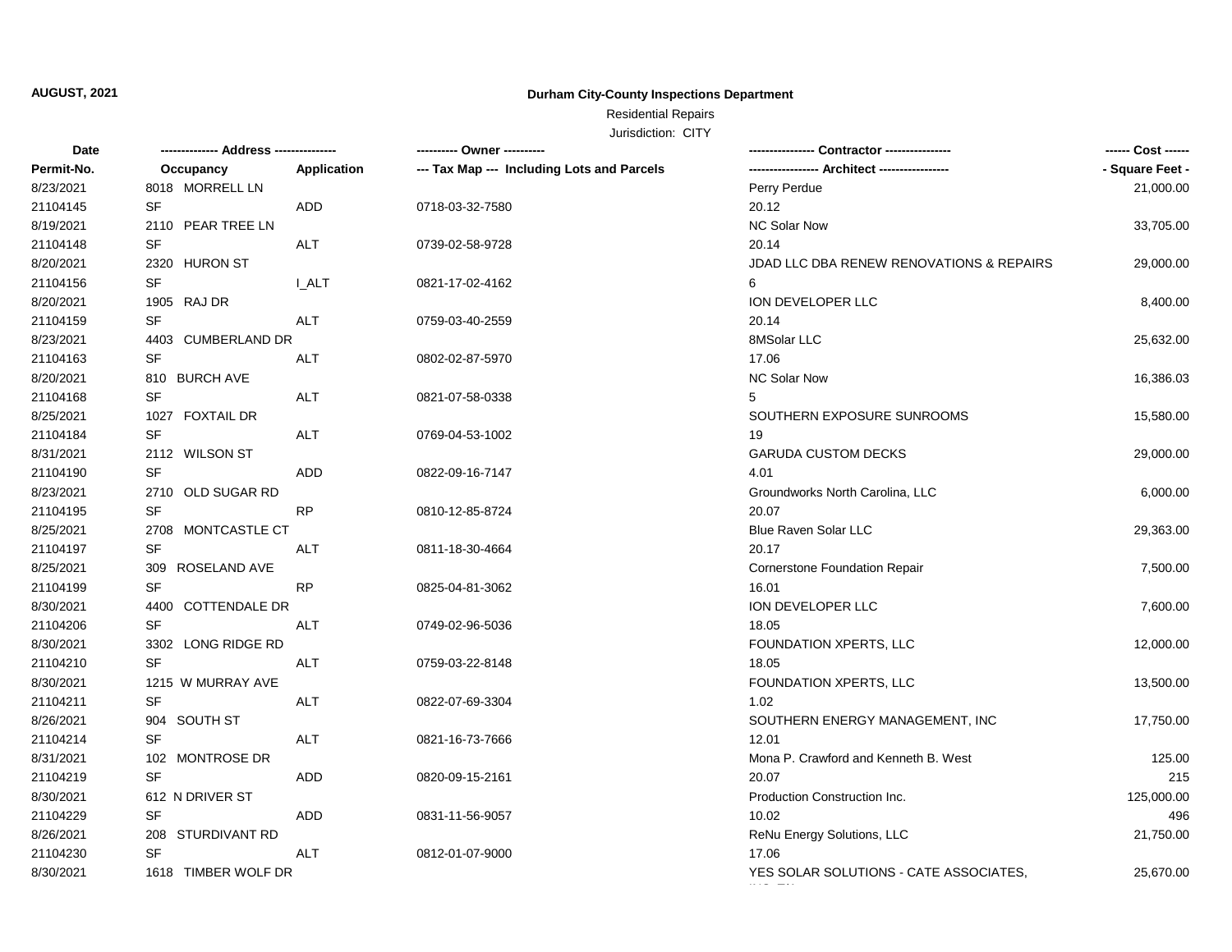**AUGUST, 2021**

**Durham City-County Inspections Department**

Residential Repairs

Jurisdiction: CITY

| Date | ------------- Address -------------- | | ---------- Owner ---------- | ---------------- Contractor ---------------- | ------ Cost ------ |
|---|---|---|---|---|---|
| **Permit-No.** | **Occupancy** | **Application** | **--- Tax Map --- Including Lots and Parcels** | **----------------- Architect -----------------** | **- Square Feet -** |
| 8/23/2021 | 8018 MORRELL LN | | | Perry Perdue | 21,000.00 |
| 21104145 | SF | ADD | 0718-03-32-7580 | 20.12 | |
| 8/19/2021 | 2110 PEAR TREE LN | | | NC Solar Now | 33,705.00 |
| 21104148 | SF | ALT | 0739-02-58-9728 | 20.14 | |
| 8/20/2021 | 2320 HURON ST | | | JDAD LLC DBA RENEW RENOVATIONS & REPAIRS | 29,000.00 |
| 21104156 | SF | I_ALT | 0821-17-02-4162 | 6 | |
| 8/20/2021 | 1905 RAJ DR | | | ION DEVELOPER LLC | 8,400.00 |
| 21104159 | SF | ALT | 0759-03-40-2559 | 20.14 | |
| 8/23/2021 | 4403 CUMBERLAND DR | | | 8MSolar LLC | 25,632.00 |
| 21104163 | SF | ALT | 0802-02-87-5970 | 17.06 | |
| 8/20/2021 | 810 BURCH AVE | | | NC Solar Now | 16,386.03 |
| 21104168 | SF | ALT | 0821-07-58-0338 | 5 | |
| 8/25/2021 | 1027 FOXTAIL DR | | | SOUTHERN EXPOSURE SUNROOMS | 15,580.00 |
| 21104184 | SF | ALT | 0769-04-53-1002 | 19 | |
| 8/31/2021 | 2112 WILSON ST | | | GARUDA CUSTOM DECKS | 29,000.00 |
| 21104190 | SF | ADD | 0822-09-16-7147 | 4.01 | |
| 8/23/2021 | 2710 OLD SUGAR RD | | | Groundworks North Carolina, LLC | 6,000.00 |
| 21104195 | SF | RP | 0810-12-85-8724 | 20.07 | |
| 8/25/2021 | 2708 MONTCASTLE CT | | | Blue Raven Solar LLC | 29,363.00 |
| 21104197 | SF | ALT | 0811-18-30-4664 | 20.17 | |
| 8/25/2021 | 309 ROSELAND AVE | | | Cornerstone Foundation Repair | 7,500.00 |
| 21104199 | SF | RP | 0825-04-81-3062 | 16.01 | |
| 8/30/2021 | 4400 COTTENDALE DR | | | ION DEVELOPER LLC | 7,600.00 |
| 21104206 | SF | ALT | 0749-02-96-5036 | 18.05 | |
| 8/30/2021 | 3302 LONG RIDGE RD | | | FOUNDATION XPERTS, LLC | 12,000.00 |
| 21104210 | SF | ALT | 0759-03-22-8148 | 18.05 | |
| 8/30/2021 | 1215 W MURRAY AVE | | | FOUNDATION XPERTS, LLC | 13,500.00 |
| 21104211 | SF | ALT | 0822-07-69-3304 | 1.02 | |
| 8/26/2021 | 904 SOUTH ST | | | SOUTHERN ENERGY MANAGEMENT, INC | 17,750.00 |
| 21104214 | SF | ALT | 0821-16-73-7666 | 12.01 | |
| 8/31/2021 | 102 MONTROSE DR | | | Mona P. Crawford and Kenneth B. West | 125.00 |
| 21104219 | SF | ADD | 0820-09-15-2161 | 20.07 | 215 |
| 8/30/2021 | 612 N DRIVER ST | | | Production Construction Inc. | 125,000.00 |
| 21104229 | SF | ADD | 0831-11-56-9057 | 10.02 | 496 |
| 8/26/2021 | 208 STURDIVANT RD | | | ReNu Energy Solutions, LLC | 21,750.00 |
| 21104230 | SF | ALT | 0812-01-07-9000 | 17.06 | |
| 8/30/2021 | 1618 TIMBER WOLF DR | | | YES SOLAR SOLUTIONS - CATE ASSOCIATES, | 25,670.00 |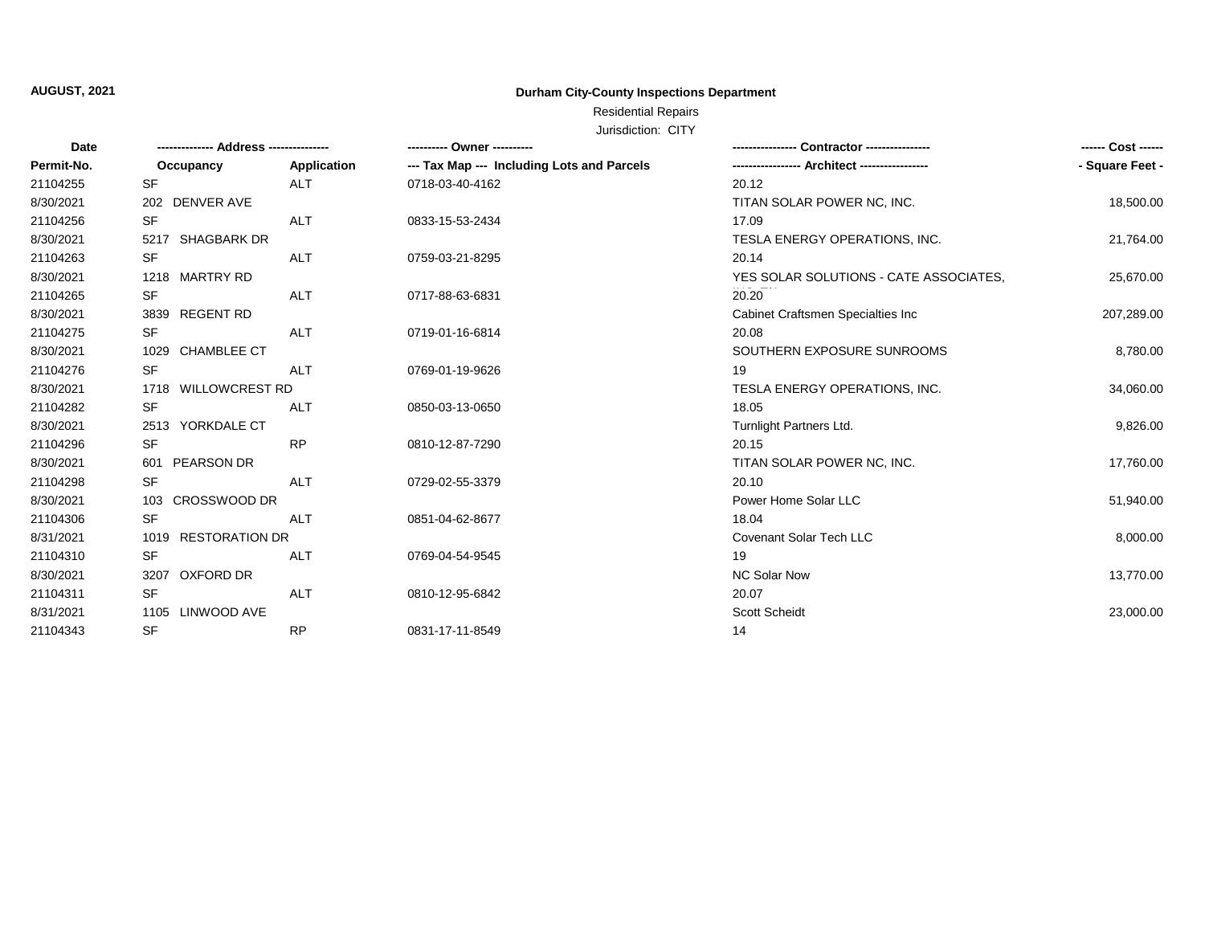**AUGUST, 2021**

## Durham City-County Inspections Department

Residential Repairs

Jurisdiction: CITY

| Date / Permit-No. | Address / Occupancy | Application | Owner / Tax Map --- Including Lots and Parcels | Contractor / Architect | Cost / Square Feet |
|---|---|---|---|---|---|
| 21104255 | SF | ALT | 0718-03-40-4162 | 20.12 | |
| 8/30/2021 | 202 DENVER AVE | | | TITAN SOLAR POWER NC, INC. | 18,500.00 |
| 21104256 | SF | ALT | 0833-15-53-2434 | 17.09 | |
| 8/30/2021 | 5217 SHAGBARK DR | | | TESLA ENERGY OPERATIONS, INC. | 21,764.00 |
| 21104263 | SF | ALT | 0759-03-21-8295 | 20.14 | |
| 8/30/2021 | 1218 MARTRY RD | | | YES SOLAR SOLUTIONS - CATE ASSOCIATES, | 25,670.00 |
| 21104265 | SF | ALT | 0717-88-63-6831 | 20.20 | |
| 8/30/2021 | 3839 REGENT RD | | | Cabinet Craftsmen Specialties Inc | 207,289.00 |
| 21104275 | SF | ALT | 0719-01-16-6814 | 20.08 | |
| 8/30/2021 | 1029 CHAMBLEE CT | | | SOUTHERN EXPOSURE SUNROOMS | 8,780.00 |
| 21104276 | SF | ALT | 0769-01-19-9626 | 19 | |
| 8/30/2021 | 1718 WILLOWCREST RD | | | TESLA ENERGY OPERATIONS, INC. | 34,060.00 |
| 21104282 | SF | ALT | 0850-03-13-0650 | 18.05 | |
| 8/30/2021 | 2513 YORKDALE CT | | | Turnlight Partners Ltd. | 9,826.00 |
| 21104296 | SF | RP | 0810-12-87-7290 | 20.15 | |
| 8/30/2021 | 601 PEARSON DR | | | TITAN SOLAR POWER NC, INC. | 17,760.00 |
| 21104298 | SF | ALT | 0729-02-55-3379 | 20.10 | |
| 8/30/2021 | 103 CROSSWOOD DR | | | Power Home Solar LLC | 51,940.00 |
| 21104306 | SF | ALT | 0851-04-62-8677 | 18.04 | |
| 8/31/2021 | 1019 RESTORATION DR | | | Covenant Solar Tech LLC | 8,000.00 |
| 21104310 | SF | ALT | 0769-04-54-9545 | 19 | |
| 8/30/2021 | 3207 OXFORD DR | | | NC Solar Now | 13,770.00 |
| 21104311 | SF | ALT | 0810-12-95-6842 | 20.07 | |
| 8/31/2021 | 1105 LINWOOD AVE | | | Scott Scheidt | 23,000.00 |
| 21104343 | SF | RP | 0831-17-11-8549 | 14 | |